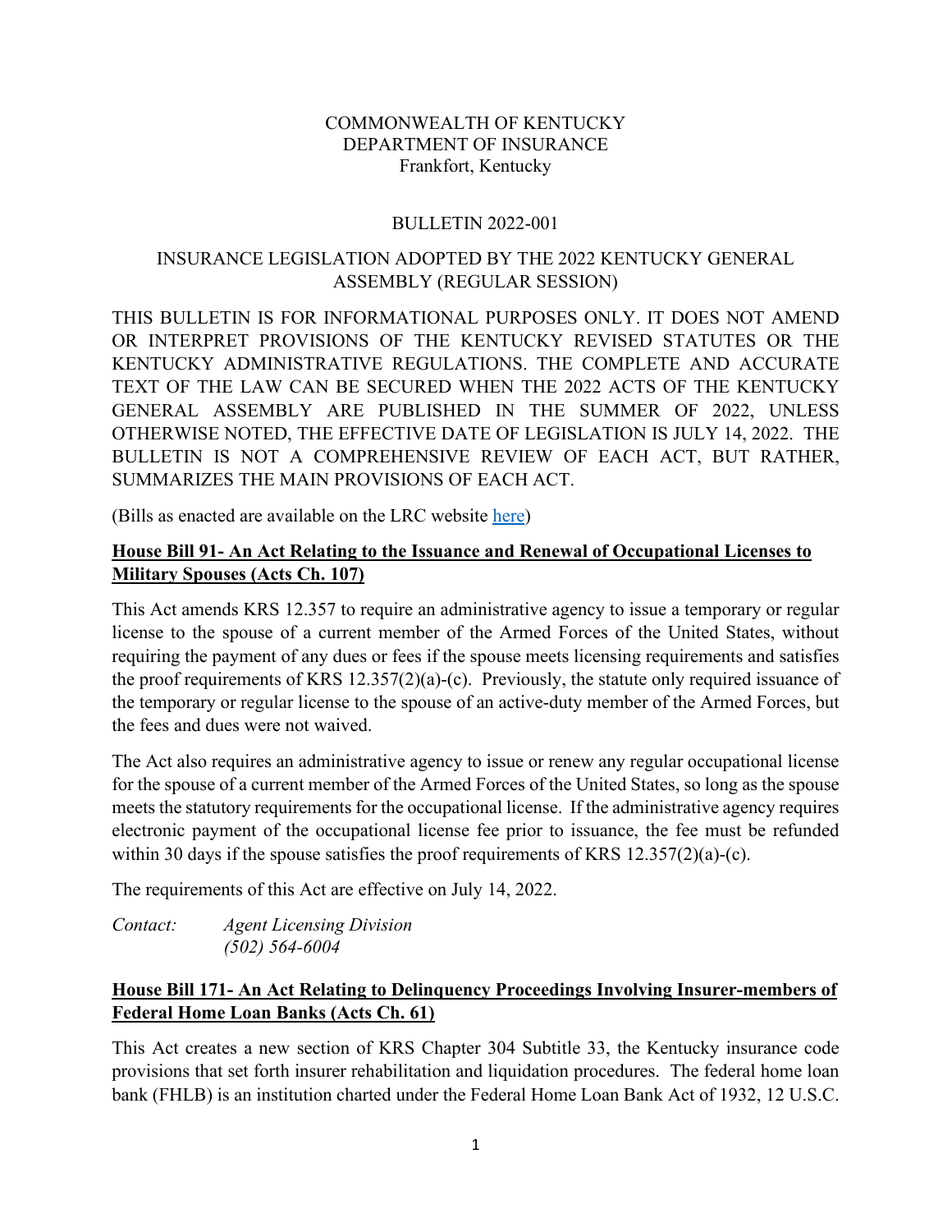COMMONWEALTH OF KENTUCKY
DEPARTMENT OF INSURANCE
Frankfort, Kentucky

BULLETIN 2022-001

# INSURANCE LEGISLATION ADOPTED BY THE 2022 KENTUCKY GENERAL ASSEMBLY (REGULAR SESSION)

THIS BULLETIN IS FOR INFORMATIONAL PURPOSES ONLY. IT DOES NOT AMEND OR INTERPRET PROVISIONS OF THE KENTUCKY REVISED STATUTES OR THE KENTUCKY ADMINISTRATIVE REGULATIONS. THE COMPLETE AND ACCURATE TEXT OF THE LAW CAN BE SECURED WHEN THE 2022 ACTS OF THE KENTUCKY GENERAL ASSEMBLY ARE PUBLISHED IN THE SUMMER OF 2022, UNLESS OTHERWISE NOTED, THE EFFECTIVE DATE OF LEGISLATION IS JULY 14, 2022. THE BULLETIN IS NOT A COMPREHENSIVE REVIEW OF EACH ACT, BUT RATHER, SUMMARIZES THE MAIN PROVISIONS OF EACH ACT.

(Bills as enacted are available on the LRC website here)

## House Bill 91- An Act Relating to the Issuance and Renewal of Occupational Licenses to Military Spouses (Acts Ch. 107)

This Act amends KRS 12.357 to require an administrative agency to issue a temporary or regular license to the spouse of a current member of the Armed Forces of the United States, without requiring the payment of any dues or fees if the spouse meets licensing requirements and satisfies the proof requirements of KRS 12.357(2)(a)-(c). Previously, the statute only required issuance of the temporary or regular license to the spouse of an active-duty member of the Armed Forces, but the fees and dues were not waived.

The Act also requires an administrative agency to issue or renew any regular occupational license for the spouse of a current member of the Armed Forces of the United States, so long as the spouse meets the statutory requirements for the occupational license. If the administrative agency requires electronic payment of the occupational license fee prior to issuance, the fee must be refunded within 30 days if the spouse satisfies the proof requirements of KRS 12.357(2)(a)-(c).

The requirements of this Act are effective on July 14, 2022.

*Contact: Agent Licensing Division*
*(502) 564-6004*

## House Bill 171- An Act Relating to Delinquency Proceedings Involving Insurer-members of Federal Home Loan Banks (Acts Ch. 61)

This Act creates a new section of KRS Chapter 304 Subtitle 33, the Kentucky insurance code provisions that set forth insurer rehabilitation and liquidation procedures. The federal home loan bank (FHLB) is an institution charted under the Federal Home Loan Bank Act of 1932, 12 U.S.C.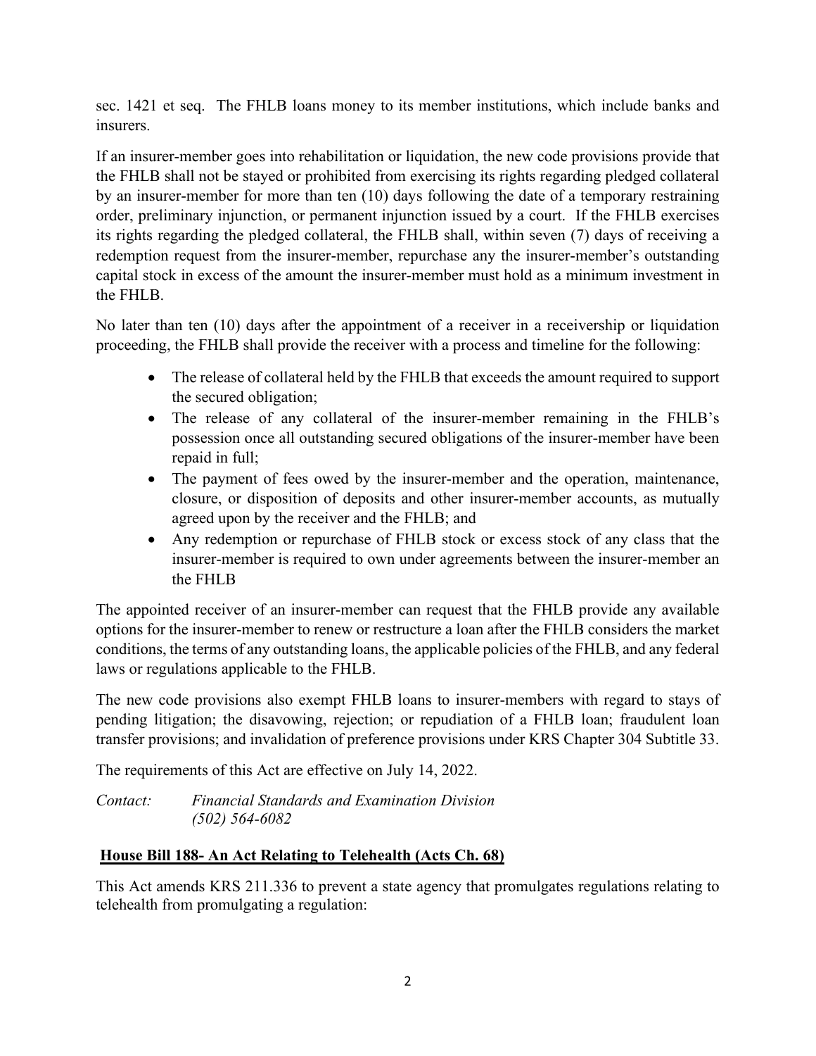sec. 1421 et seq. The FHLB loans money to its member institutions, which include banks and insurers.

If an insurer-member goes into rehabilitation or liquidation, the new code provisions provide that the FHLB shall not be stayed or prohibited from exercising its rights regarding pledged collateral by an insurer-member for more than ten (10) days following the date of a temporary restraining order, preliminary injunction, or permanent injunction issued by a court. If the FHLB exercises its rights regarding the pledged collateral, the FHLB shall, within seven (7) days of receiving a redemption request from the insurer-member, repurchase any the insurer-member's outstanding capital stock in excess of the amount the insurer-member must hold as a minimum investment in the FHLB.

No later than ten (10) days after the appointment of a receiver in a receivership or liquidation proceeding, the FHLB shall provide the receiver with a process and timeline for the following:

- The release of collateral held by the FHLB that exceeds the amount required to support the secured obligation;
- The release of any collateral of the insurer-member remaining in the FHLB's possession once all outstanding secured obligations of the insurer-member have been repaid in full;
- The payment of fees owed by the insurer-member and the operation, maintenance, closure, or disposition of deposits and other insurer-member accounts, as mutually agreed upon by the receiver and the FHLB; and
- Any redemption or repurchase of FHLB stock or excess stock of any class that the insurer-member is required to own under agreements between the insurer-member an the FHLB

The appointed receiver of an insurer-member can request that the FHLB provide any available options for the insurer-member to renew or restructure a loan after the FHLB considers the market conditions, the terms of any outstanding loans, the applicable policies of the FHLB, and any federal laws or regulations applicable to the FHLB.

The new code provisions also exempt FHLB loans to insurer-members with regard to stays of pending litigation; the disavowing, rejection; or repudiation of a FHLB loan; fraudulent loan transfer provisions; and invalidation of preference provisions under KRS Chapter 304 Subtitle 33.

The requirements of this Act are effective on July 14, 2022.

*Contact: Financial Standards and Examination Division*
*(502) 564-6082*

**House Bill 188- An Act Relating to Telehealth (Acts Ch. 68)**

This Act amends KRS 211.336 to prevent a state agency that promulgates regulations relating to telehealth from promulgating a regulation: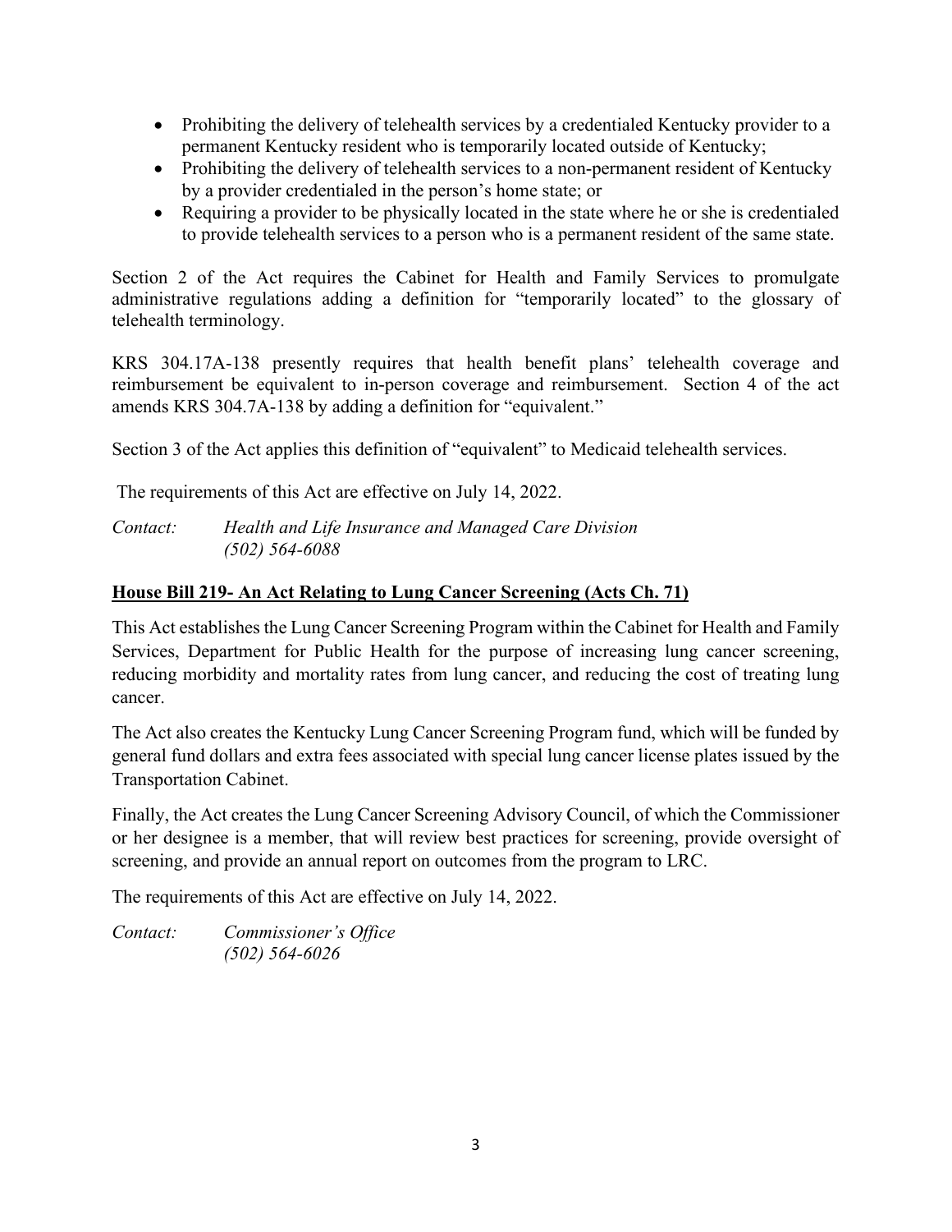- Prohibiting the delivery of telehealth services by a credentialed Kentucky provider to a permanent Kentucky resident who is temporarily located outside of Kentucky;
- Prohibiting the delivery of telehealth services to a non-permanent resident of Kentucky by a provider credentialed in the person's home state; or
- Requiring a provider to be physically located in the state where he or she is credentialed to provide telehealth services to a person who is a permanent resident of the same state.

Section 2 of the Act requires the Cabinet for Health and Family Services to promulgate administrative regulations adding a definition for "temporarily located" to the glossary of telehealth terminology.

KRS 304.17A-138 presently requires that health benefit plans' telehealth coverage and reimbursement be equivalent to in-person coverage and reimbursement. Section 4 of the act amends KRS 304.7A-138 by adding a definition for "equivalent."

Section 3 of the Act applies this definition of "equivalent" to Medicaid telehealth services.

The requirements of this Act are effective on July 14, 2022.

*Contact:* *Health and Life Insurance and Managed Care Division*
*(502) 564-6088*

## House Bill 219- An Act Relating to Lung Cancer Screening (Acts Ch. 71)

This Act establishes the Lung Cancer Screening Program within the Cabinet for Health and Family Services, Department for Public Health for the purpose of increasing lung cancer screening, reducing morbidity and mortality rates from lung cancer, and reducing the cost of treating lung cancer.

The Act also creates the Kentucky Lung Cancer Screening Program fund, which will be funded by general fund dollars and extra fees associated with special lung cancer license plates issued by the Transportation Cabinet.

Finally, the Act creates the Lung Cancer Screening Advisory Council, of which the Commissioner or her designee is a member, that will review best practices for screening, provide oversight of screening, and provide an annual report on outcomes from the program to LRC.

The requirements of this Act are effective on July 14, 2022.

*Contact:* *Commissioner's Office*
*(502) 564-6026*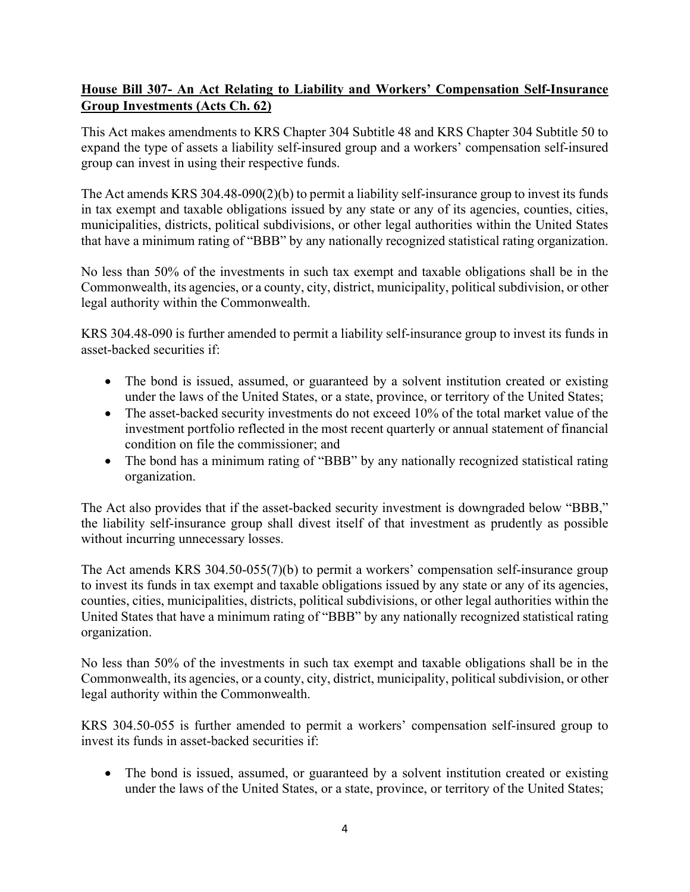**House Bill 307- An Act Relating to Liability and Workers' Compensation Self-Insurance Group Investments (Acts Ch. 62)**

This Act makes amendments to KRS Chapter 304 Subtitle 48 and KRS Chapter 304 Subtitle 50 to expand the type of assets a liability self-insured group and a workers' compensation self-insured group can invest in using their respective funds.

The Act amends KRS 304.48-090(2)(b) to permit a liability self-insurance group to invest its funds in tax exempt and taxable obligations issued by any state or any of its agencies, counties, cities, municipalities, districts, political subdivisions, or other legal authorities within the United States that have a minimum rating of "BBB" by any nationally recognized statistical rating organization.

No less than 50% of the investments in such tax exempt and taxable obligations shall be in the Commonwealth, its agencies, or a county, city, district, municipality, political subdivision, or other legal authority within the Commonwealth.

KRS 304.48-090 is further amended to permit a liability self-insurance group to invest its funds in asset-backed securities if:

- The bond is issued, assumed, or guaranteed by a solvent institution created or existing under the laws of the United States, or a state, province, or territory of the United States;
- The asset-backed security investments do not exceed 10% of the total market value of the investment portfolio reflected in the most recent quarterly or annual statement of financial condition on file the commissioner; and
- The bond has a minimum rating of "BBB" by any nationally recognized statistical rating organization.

The Act also provides that if the asset-backed security investment is downgraded below "BBB," the liability self-insurance group shall divest itself of that investment as prudently as possible without incurring unnecessary losses.

The Act amends KRS 304.50-055(7)(b) to permit a workers' compensation self-insurance group to invest its funds in tax exempt and taxable obligations issued by any state or any of its agencies, counties, cities, municipalities, districts, political subdivisions, or other legal authorities within the United States that have a minimum rating of "BBB" by any nationally recognized statistical rating organization.

No less than 50% of the investments in such tax exempt and taxable obligations shall be in the Commonwealth, its agencies, or a county, city, district, municipality, political subdivision, or other legal authority within the Commonwealth.

KRS 304.50-055 is further amended to permit a workers' compensation self-insured group to invest its funds in asset-backed securities if:

- The bond is issued, assumed, or guaranteed by a solvent institution created or existing under the laws of the United States, or a state, province, or territory of the United States;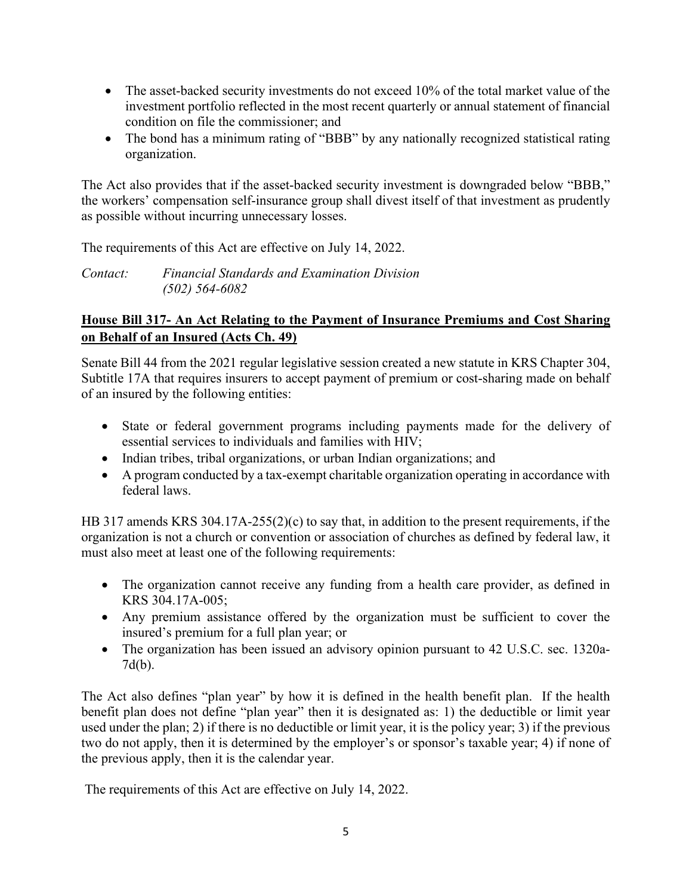- The asset-backed security investments do not exceed 10% of the total market value of the investment portfolio reflected in the most recent quarterly or annual statement of financial condition on file the commissioner; and
- The bond has a minimum rating of "BBB" by any nationally recognized statistical rating organization.

The Act also provides that if the asset-backed security investment is downgraded below "BBB," the workers' compensation self-insurance group shall divest itself of that investment as prudently as possible without incurring unnecessary losses.

The requirements of this Act are effective on July 14, 2022.

*Contact: Financial Standards and Examination Division*
*(502) 564-6082*

**House Bill 317- An Act Relating to the Payment of Insurance Premiums and Cost Sharing on Behalf of an Insured (Acts Ch. 49)**

Senate Bill 44 from the 2021 regular legislative session created a new statute in KRS Chapter 304, Subtitle 17A that requires insurers to accept payment of premium or cost-sharing made on behalf of an insured by the following entities:

- State or federal government programs including payments made for the delivery of essential services to individuals and families with HIV;
- Indian tribes, tribal organizations, or urban Indian organizations; and
- A program conducted by a tax-exempt charitable organization operating in accordance with federal laws.

HB 317 amends KRS 304.17A-255(2)(c) to say that, in addition to the present requirements, if the organization is not a church or convention or association of churches as defined by federal law, it must also meet at least one of the following requirements:

- The organization cannot receive any funding from a health care provider, as defined in KRS 304.17A-005;
- Any premium assistance offered by the organization must be sufficient to cover the insured's premium for a full plan year; or
- The organization has been issued an advisory opinion pursuant to 42 U.S.C. sec. 1320a-7d(b).

The Act also defines "plan year" by how it is defined in the health benefit plan. If the health benefit plan does not define "plan year" then it is designated as: 1) the deductible or limit year used under the plan; 2) if there is no deductible or limit year, it is the policy year; 3) if the previous two do not apply, then it is determined by the employer's or sponsor's taxable year; 4) if none of the previous apply, then it is the calendar year.

The requirements of this Act are effective on July 14, 2022.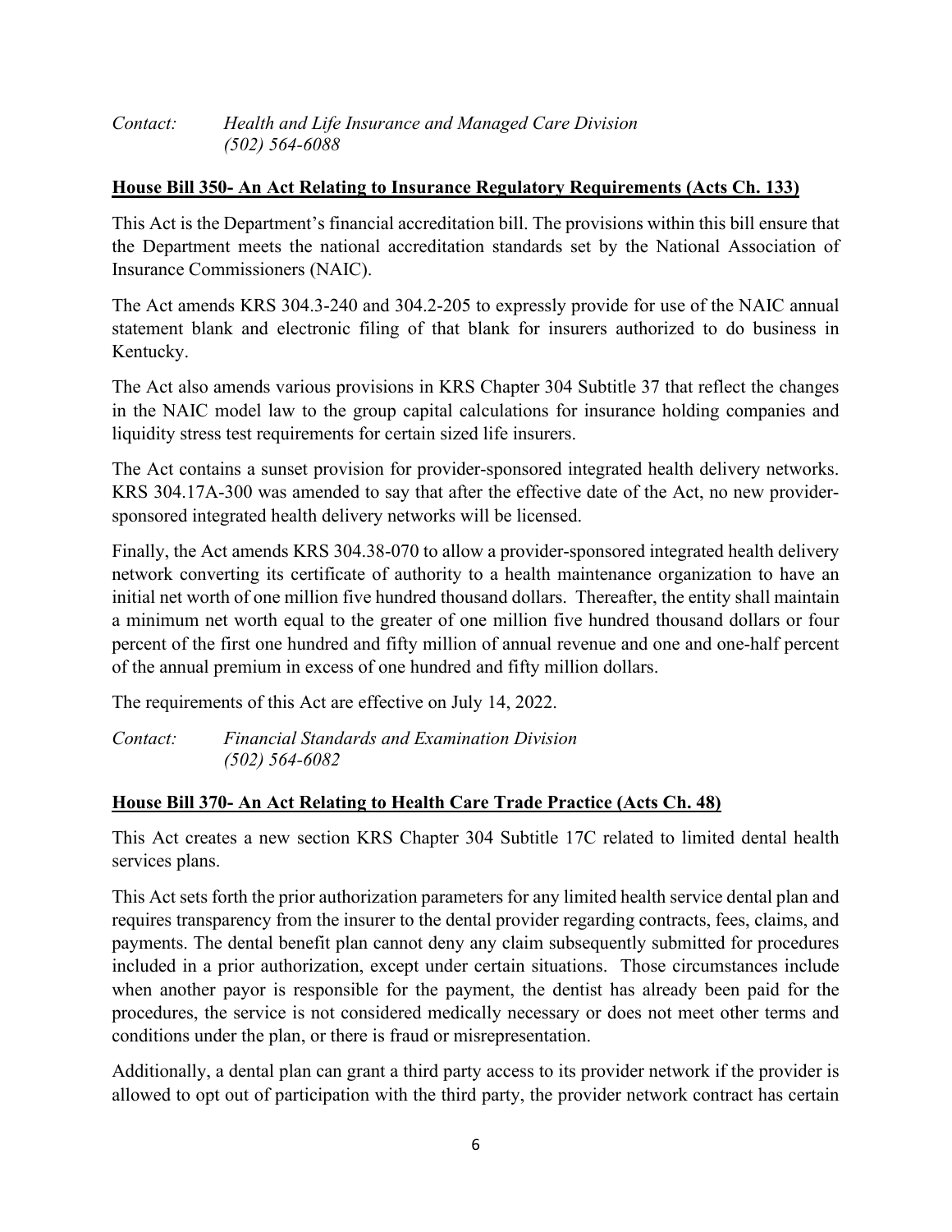*Contact: Health and Life Insurance and Managed Care Division*
*(502) 564-6088*

## House Bill 350- An Act Relating to Insurance Regulatory Requirements (Acts Ch. 133)

This Act is the Department's financial accreditation bill. The provisions within this bill ensure that the Department meets the national accreditation standards set by the National Association of Insurance Commissioners (NAIC).

The Act amends KRS 304.3-240 and 304.2-205 to expressly provide for use of the NAIC annual statement blank and electronic filing of that blank for insurers authorized to do business in Kentucky.

The Act also amends various provisions in KRS Chapter 304 Subtitle 37 that reflect the changes in the NAIC model law to the group capital calculations for insurance holding companies and liquidity stress test requirements for certain sized life insurers.

The Act contains a sunset provision for provider-sponsored integrated health delivery networks. KRS 304.17A-300 was amended to say that after the effective date of the Act, no new provider-sponsored integrated health delivery networks will be licensed.

Finally, the Act amends KRS 304.38-070 to allow a provider-sponsored integrated health delivery network converting its certificate of authority to a health maintenance organization to have an initial net worth of one million five hundred thousand dollars. Thereafter, the entity shall maintain a minimum net worth equal to the greater of one million five hundred thousand dollars or four percent of the first one hundred and fifty million of annual revenue and one and one-half percent of the annual premium in excess of one hundred and fifty million dollars.

The requirements of this Act are effective on July 14, 2022.

*Contact: Financial Standards and Examination Division*
*(502) 564-6082*

## House Bill 370- An Act Relating to Health Care Trade Practice (Acts Ch. 48)

This Act creates a new section KRS Chapter 304 Subtitle 17C related to limited dental health services plans.

This Act sets forth the prior authorization parameters for any limited health service dental plan and requires transparency from the insurer to the dental provider regarding contracts, fees, claims, and payments. The dental benefit plan cannot deny any claim subsequently submitted for procedures included in a prior authorization, except under certain situations. Those circumstances include when another payor is responsible for the payment, the dentist has already been paid for the procedures, the service is not considered medically necessary or does not meet other terms and conditions under the plan, or there is fraud or misrepresentation.

Additionally, a dental plan can grant a third party access to its provider network if the provider is allowed to opt out of participation with the third party, the provider network contract has certain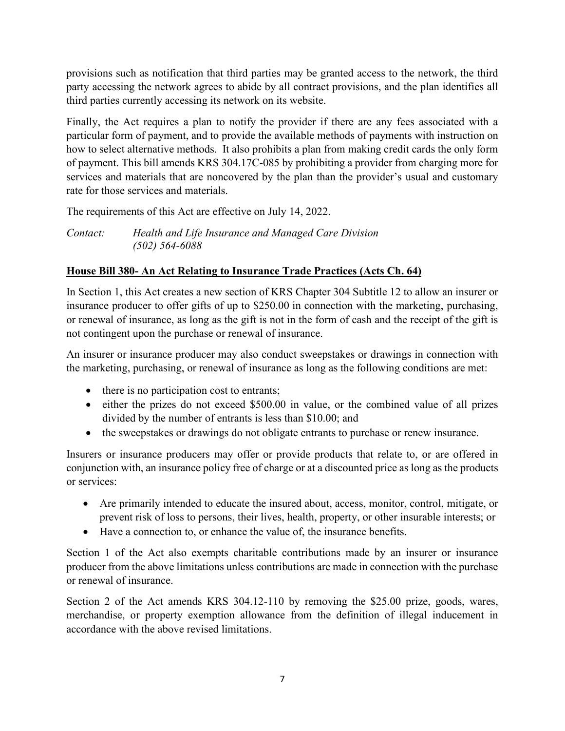provisions such as notification that third parties may be granted access to the network, the third party accessing the network agrees to abide by all contract provisions, and the plan identifies all third parties currently accessing its network on its website.

Finally, the Act requires a plan to notify the provider if there are any fees associated with a particular form of payment, and to provide the available methods of payments with instruction on how to select alternative methods. It also prohibits a plan from making credit cards the only form of payment. This bill amends KRS 304.17C-085 by prohibiting a provider from charging more for services and materials that are noncovered by the plan than the provider's usual and customary rate for those services and materials.

The requirements of this Act are effective on July 14, 2022.

*Contact: Health and Life Insurance and Managed Care Division*
*(502) 564-6088*

**House Bill 380- An Act Relating to Insurance Trade Practices (Acts Ch. 64)**

In Section 1, this Act creates a new section of KRS Chapter 304 Subtitle 12 to allow an insurer or insurance producer to offer gifts of up to $250.00 in connection with the marketing, purchasing, or renewal of insurance, as long as the gift is not in the form of cash and the receipt of the gift is not contingent upon the purchase or renewal of insurance.

An insurer or insurance producer may also conduct sweepstakes or drawings in connection with the marketing, purchasing, or renewal of insurance as long as the following conditions are met:

- there is no participation cost to entrants;
- either the prizes do not exceed $500.00 in value, or the combined value of all prizes divided by the number of entrants is less than $10.00; and
- the sweepstakes or drawings do not obligate entrants to purchase or renew insurance.

Insurers or insurance producers may offer or provide products that relate to, or are offered in conjunction with, an insurance policy free of charge or at a discounted price as long as the products or services:

- Are primarily intended to educate the insured about, access, monitor, control, mitigate, or prevent risk of loss to persons, their lives, health, property, or other insurable interests; or
- Have a connection to, or enhance the value of, the insurance benefits.

Section 1 of the Act also exempts charitable contributions made by an insurer or insurance producer from the above limitations unless contributions are made in connection with the purchase or renewal of insurance.

Section 2 of the Act amends KRS 304.12-110 by removing the $25.00 prize, goods, wares, merchandise, or property exemption allowance from the definition of illegal inducement in accordance with the above revised limitations.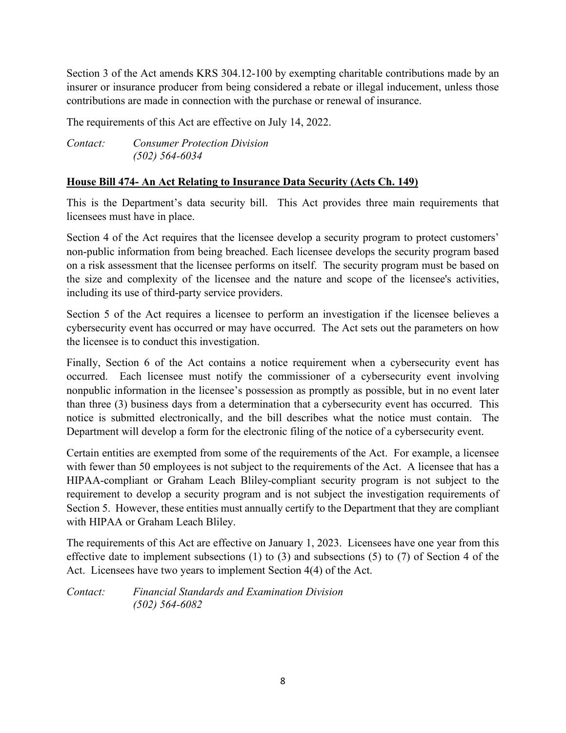Section 3 of the Act amends KRS 304.12-100 by exempting charitable contributions made by an insurer or insurance producer from being considered a rebate or illegal inducement, unless those contributions are made in connection with the purchase or renewal of insurance.

The requirements of this Act are effective on July 14, 2022.

*Contact:* *Consumer Protection Division*
*(502) 564-6034*

**House Bill 474- An Act Relating to Insurance Data Security (Acts Ch. 149)**

This is the Department's data security bill. This Act provides three main requirements that licensees must have in place.

Section 4 of the Act requires that the licensee develop a security program to protect customers' non-public information from being breached. Each licensee develops the security program based on a risk assessment that the licensee performs on itself. The security program must be based on the size and complexity of the licensee and the nature and scope of the licensee's activities, including its use of third-party service providers.

Section 5 of the Act requires a licensee to perform an investigation if the licensee believes a cybersecurity event has occurred or may have occurred. The Act sets out the parameters on how the licensee is to conduct this investigation.

Finally, Section 6 of the Act contains a notice requirement when a cybersecurity event has occurred. Each licensee must notify the commissioner of a cybersecurity event involving nonpublic information in the licensee's possession as promptly as possible, but in no event later than three (3) business days from a determination that a cybersecurity event has occurred. This notice is submitted electronically, and the bill describes what the notice must contain. The Department will develop a form for the electronic filing of the notice of a cybersecurity event.

Certain entities are exempted from some of the requirements of the Act. For example, a licensee with fewer than 50 employees is not subject to the requirements of the Act. A licensee that has a HIPAA-compliant or Graham Leach Bliley-compliant security program is not subject to the requirement to develop a security program and is not subject the investigation requirements of Section 5. However, these entities must annually certify to the Department that they are compliant with HIPAA or Graham Leach Bliley.

The requirements of this Act are effective on January 1, 2023. Licensees have one year from this effective date to implement subsections (1) to (3) and subsections (5) to (7) of Section 4 of the Act. Licensees have two years to implement Section 4(4) of the Act.

*Contact:* *Financial Standards and Examination Division*
*(502) 564-6082*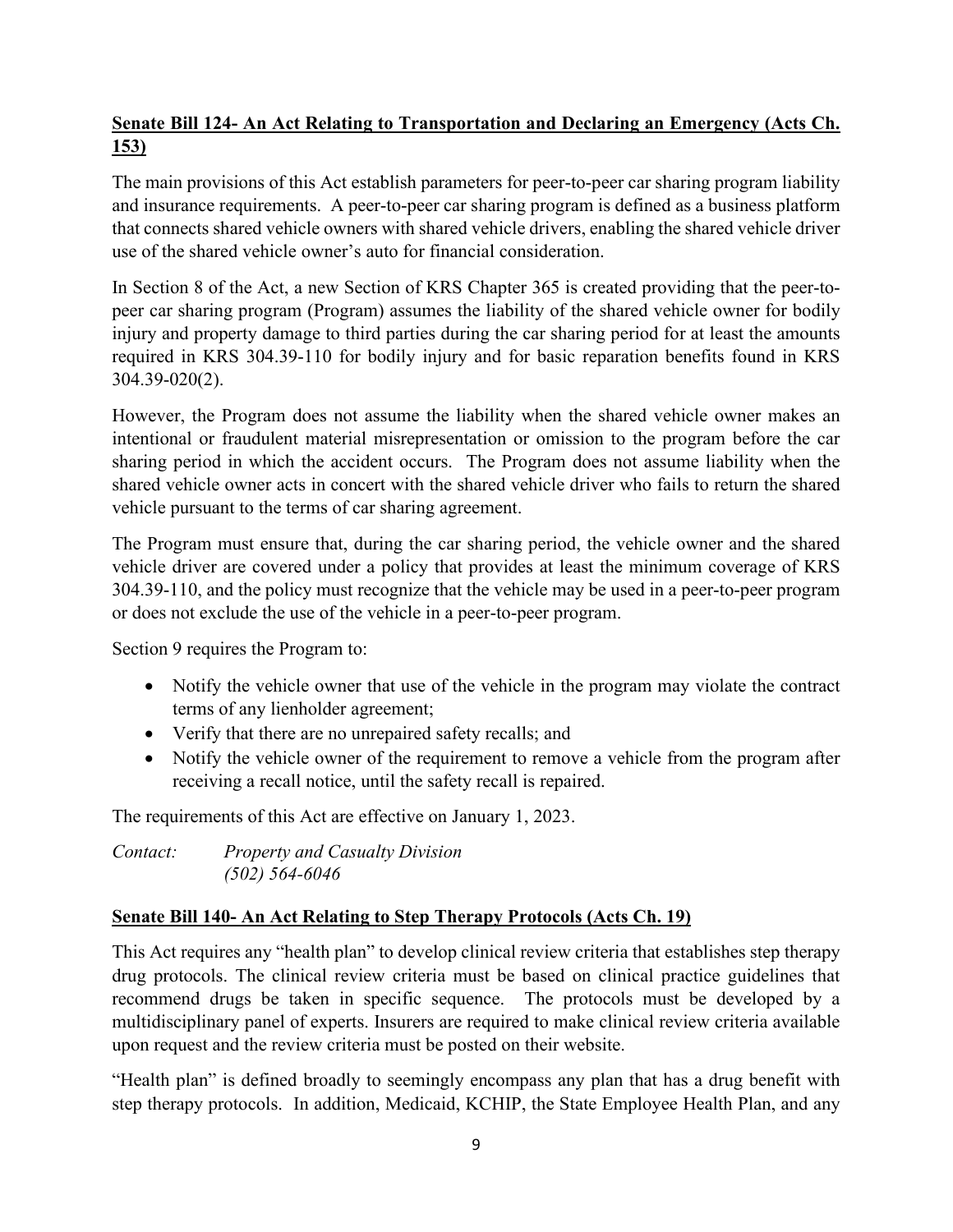**Senate Bill 124- An Act Relating to Transportation and Declaring an Emergency (Acts Ch. 153)**

The main provisions of this Act establish parameters for peer-to-peer car sharing program liability and insurance requirements. A peer-to-peer car sharing program is defined as a business platform that connects shared vehicle owners with shared vehicle drivers, enabling the shared vehicle driver use of the shared vehicle owner's auto for financial consideration.

In Section 8 of the Act, a new Section of KRS Chapter 365 is created providing that the peer-to-peer car sharing program (Program) assumes the liability of the shared vehicle owner for bodily injury and property damage to third parties during the car sharing period for at least the amounts required in KRS 304.39-110 for bodily injury and for basic reparation benefits found in KRS 304.39-020(2).

However, the Program does not assume the liability when the shared vehicle owner makes an intentional or fraudulent material misrepresentation or omission to the program before the car sharing period in which the accident occurs. The Program does not assume liability when the shared vehicle owner acts in concert with the shared vehicle driver who fails to return the shared vehicle pursuant to the terms of car sharing agreement.

The Program must ensure that, during the car sharing period, the vehicle owner and the shared vehicle driver are covered under a policy that provides at least the minimum coverage of KRS 304.39-110, and the policy must recognize that the vehicle may be used in a peer-to-peer program or does not exclude the use of the vehicle in a peer-to-peer program.

Section 9 requires the Program to:

- Notify the vehicle owner that use of the vehicle in the program may violate the contract terms of any lienholder agreement;
- Verify that there are no unrepaired safety recalls; and
- Notify the vehicle owner of the requirement to remove a vehicle from the program after receiving a recall notice, until the safety recall is repaired.

The requirements of this Act are effective on January 1, 2023.

*Contact: Property and Casualty Division*
*(502) 564-6046*

**Senate Bill 140- An Act Relating to Step Therapy Protocols (Acts Ch. 19)**

This Act requires any "health plan" to develop clinical review criteria that establishes step therapy drug protocols. The clinical review criteria must be based on clinical practice guidelines that recommend drugs be taken in specific sequence. The protocols must be developed by a multidisciplinary panel of experts. Insurers are required to make clinical review criteria available upon request and the review criteria must be posted on their website.

"Health plan" is defined broadly to seemingly encompass any plan that has a drug benefit with step therapy protocols. In addition, Medicaid, KCHIP, the State Employee Health Plan, and any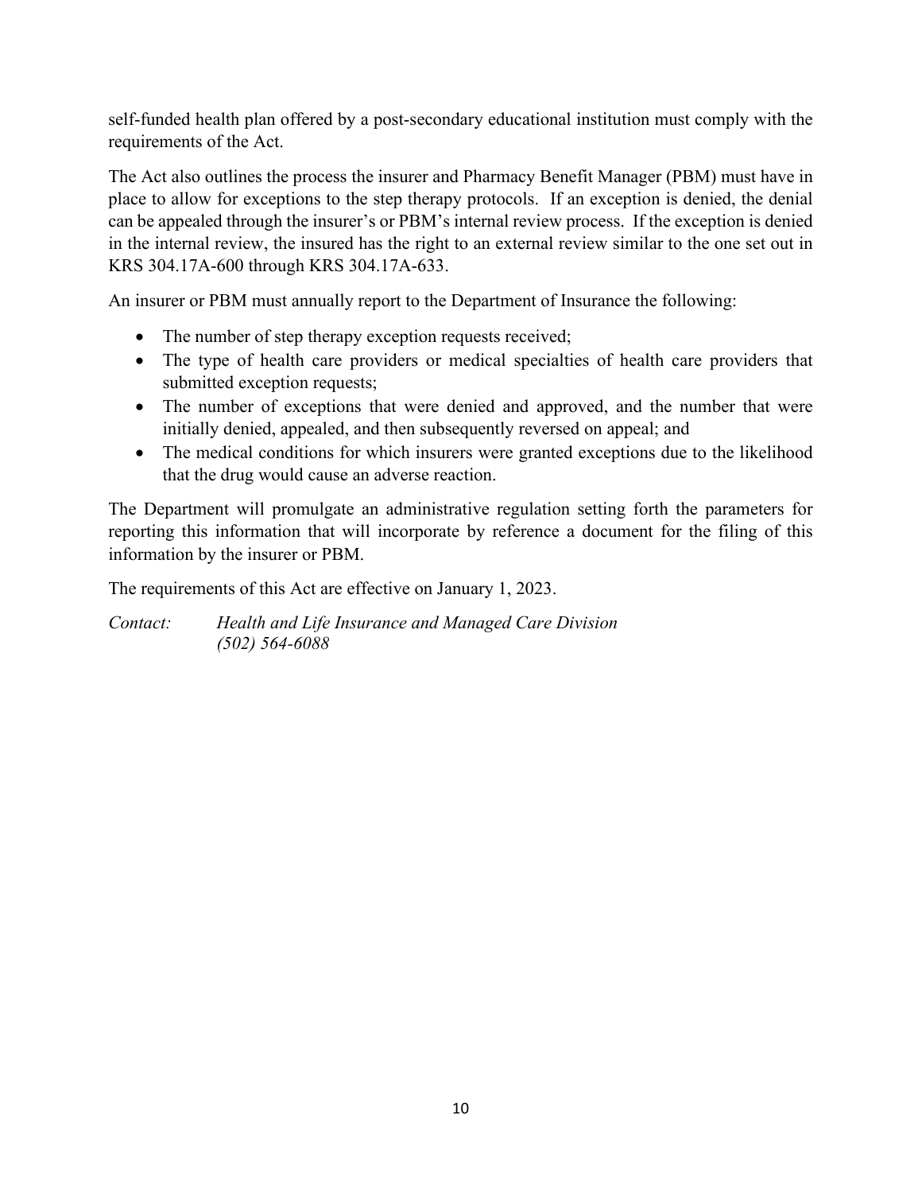self-funded health plan offered by a post-secondary educational institution must comply with the requirements of the Act.

The Act also outlines the process the insurer and Pharmacy Benefit Manager (PBM) must have in place to allow for exceptions to the step therapy protocols. If an exception is denied, the denial can be appealed through the insurer's or PBM's internal review process. If the exception is denied in the internal review, the insured has the right to an external review similar to the one set out in KRS 304.17A-600 through KRS 304.17A-633.

An insurer or PBM must annually report to the Department of Insurance the following:

- The number of step therapy exception requests received;
- The type of health care providers or medical specialties of health care providers that submitted exception requests;
- The number of exceptions that were denied and approved, and the number that were initially denied, appealed, and then subsequently reversed on appeal; and
- The medical conditions for which insurers were granted exceptions due to the likelihood that the drug would cause an adverse reaction.

The Department will promulgate an administrative regulation setting forth the parameters for reporting this information that will incorporate by reference a document for the filing of this information by the insurer or PBM.

The requirements of this Act are effective on January 1, 2023.

*Contact:* *Health and Life Insurance and Managed Care Division*
*(502) 564-6088*